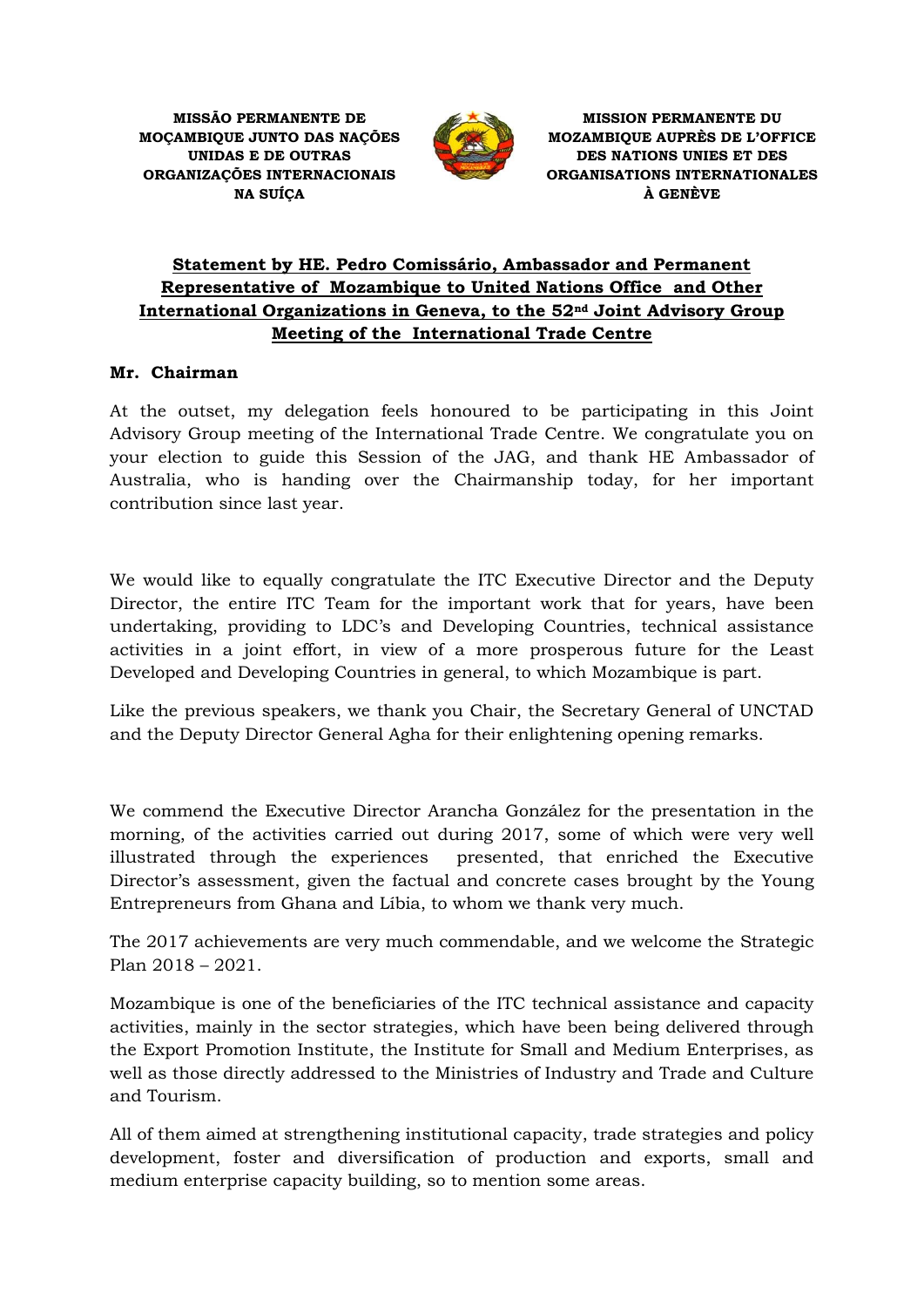**MISSÃO PERMANENTE DE MOÇAMBIQUE JUNTO DAS NAÇÕES UNIDAS E DE OUTRAS ORGANIZAÇÕES INTERNACIONAIS NA SUÍÇA**

**MISSION PERMANENTE DU MOZAMBIQUE AUPRÈS DE L'OFFICE DES NATIONS UNIES ET DES ORGANISATIONS INTERNATIONALES À GENÈVE**

## Statement by HE. Pedro Comissário, Ambassador and Permanent Representative of Mozambique to United Nations Office and Other International Organizations in Geneva, to the 52nd Joint Advisory Group Meeting of the International Trade Centre

**Mr. Chairman**

At the outset, my delegation feels honoured to be participating in this Joint Advisory Group meeting of the International Trade Centre. We congratulate you on your election to guide this Session of the JAG, and thank HE Ambassador of Australia, who is handing over the Chairmanship today, for her important contribution since last year.

We would like to equally congratulate the ITC Executive Director and the Deputy Director, the entire ITC Team for the important work that for years, have been undertaking, providing to LDC's and Developing Countries, technical assistance activities in a joint effort, in view of a more prosperous future for the Least Developed and Developing Countries in general, to which Mozambique is part.

Like the previous speakers, we thank you Chair, the Secretary General of UNCTAD and the Deputy Director General Agha for their enlightening opening remarks.

We commend the Executive Director Arancha González for the presentation in the morning, of the activities carried out during 2017, some of which were very well illustrated through the experiences presented, that enriched the Executive Director's assessment, given the factual and concrete cases brought by the Young Entrepreneurs from Ghana and Líbia, to whom we thank very much.

The 2017 achievements are very much commendable, and we welcome the Strategic Plan 2018 – 2021.

Mozambique is one of the beneficiaries of the ITC technical assistance and capacity activities, mainly in the sector strategies, which have been being delivered through the Export Promotion Institute, the Institute for Small and Medium Enterprises, as well as those directly addressed to the Ministries of Industry and Trade and Culture and Tourism.

All of them aimed at strengthening institutional capacity, trade strategies and policy development, foster and diversification of production and exports, small and medium enterprise capacity building, so to mention some areas.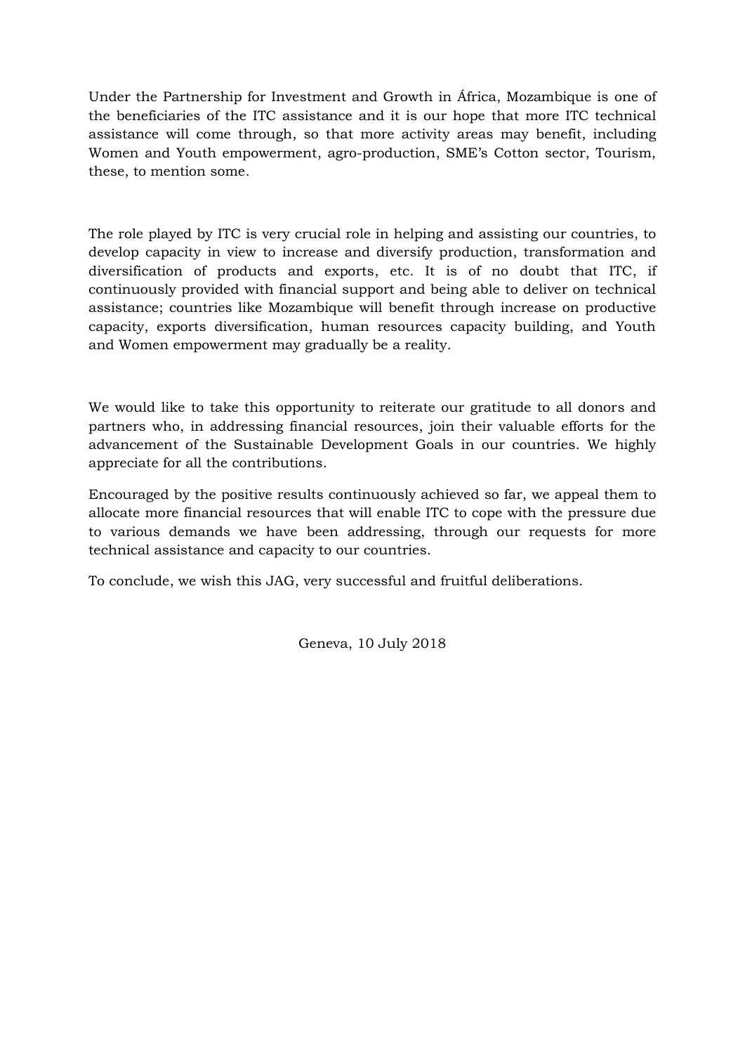Under the Partnership for Investment and Growth in África, Mozambique is one of the beneficiaries of the ITC assistance and it is our hope that more ITC technical assistance will come through, so that more activity areas may benefit, including Women and Youth empowerment, agro-production, SME's Cotton sector, Tourism, these, to mention some.

The role played by ITC is very crucial role in helping and assisting our countries, to develop capacity in view to increase and diversify production, transformation and diversification of products and exports, etc. It is of no doubt that ITC, if continuously provided with financial support and being able to deliver on technical assistance; countries like Mozambique will benefit through increase on productive capacity, exports diversification, human resources capacity building, and Youth and Women empowerment may gradually be a reality.

We would like to take this opportunity to reiterate our gratitude to all donors and partners who, in addressing financial resources, join their valuable efforts for the advancement of the Sustainable Development Goals in our countries. We highly appreciate for all the contributions.

Encouraged by the positive results continuously achieved so far, we appeal them to allocate more financial resources that will enable ITC to cope with the pressure due to various demands we have been addressing, through our requests for more technical assistance and capacity to our countries.

To conclude, we wish this JAG, very successful and fruitful deliberations.

Geneva, 10 July 2018